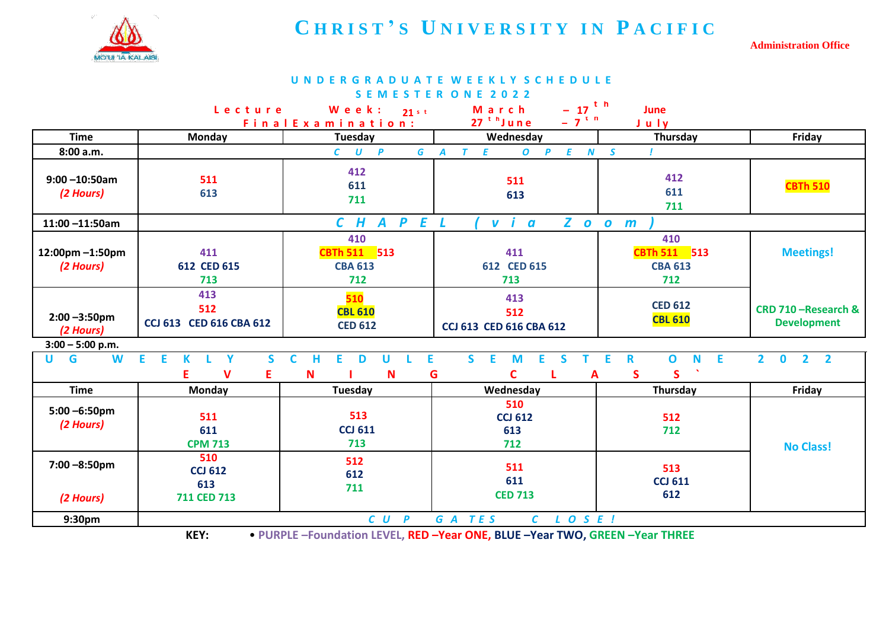# CHRIST'S UNIVERSITY IN PACIFIC

Administration Office

## UNDERGRADUATE WEEKLY SCHEDULE
## SEMESTER ONE 2022

Lecture Week: 21st March – 17th June
Final Examination: 27th June – 7th July

| Time | Monday | Tuesday | Wednesday | Thursday | Friday |
|---|---|---|---|---|---|
| 8:00 a.m. | *CUP GATE OPENS!* | | | | |
| 9:00 –10:50am *(2 Hours)* | 511<br>613 | 412<br>611<br>711 | 511<br>613 | 412<br>611<br>711 | CBTh 510 |
| 11:00 –11:50am | *CHAPEL (via Zoom)* | | | | |
| 12:00pm –1:50pm *(2 Hours)* | 411<br>612 CED 615<br>713 | 410<br>CBTh 511 513<br>CBA 613<br>712 | 411<br>612 CED 615<br>713 | 410<br>CBTh 511 513<br>CBA 613<br>712 | Meetings! |
| 2:00 –3:50pm *(2 Hours)* | 413<br>512<br>CCJ 613 CED 616 CBA 612 | 510<br>CBL 610<br>CED 612 | 413<br>512<br>CCJ 613 CED 616 CBA 612 | CED 612<br>CBL 610 | CRD 710 –Research & Development |
| 3:00 – 5:00 p.m. | | | | | |

## UG WEEKLY SCHEDULE SEMESTER ONE 2022
## EVENING CLASS`

| Time | Monday | Tuesday | Wednesday | Thursday | Friday |
|---|---|---|---|---|---|
| 5:00 –6:50pm *(2 Hours)* | 511<br>611<br>CPM 713 | 513<br>CCJ 611<br>713 | 510<br>CCJ 612<br>613<br>712 | 512<br>712 | No Class! |
| 7:00 –8:50pm *(2 Hours)* | 510<br>CCJ 612<br>613<br>711 CED 713 | 512<br>612<br>711 | 511<br>611<br>CED 713 | 513<br>CCJ 611<br>612 | |
| 9:30pm | *CUP GATES CLOSE!* | | | | |

**KEY:** • **PURPLE –Foundation LEVEL, RED –Year ONE, BLUE –Year TWO, GREEN –Year THREE**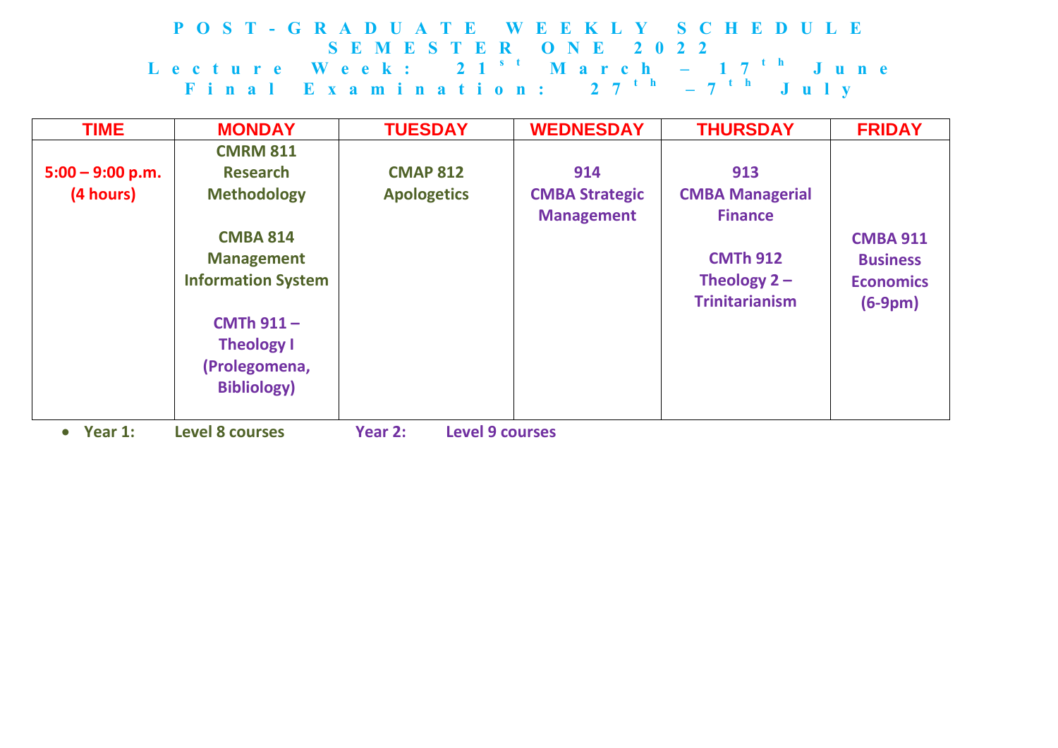# POST-GRADUATE WEEKLY SCHEDULE
## SEMESTER ONE 2022
### Lecture Week: 21st March – 17th June
### Final Examination: 27th – 7th July

| TIME | MONDAY | TUESDAY | WEDNESDAY | THURSDAY | FRIDAY |
|---|---|---|---|---|---|
| 5:00 – 9:00 p.m. (4 hours) | CMRM 811 Research Methodology<br><br>CMBA 814 Management Information System<br><br>CMTh 911 – Theology I (Prolegomena, Bibliology) | CMAP 812 Apologetics | 914 CMBA Strategic Management | 913 CMBA Managerial Finance<br><br>CMTh 912 Theology 2 – Trinitarianism | CMBA 911 Business Economics (6-9pm) |

- **Year 1: Level 8 courses Year 2: Level 9 courses**